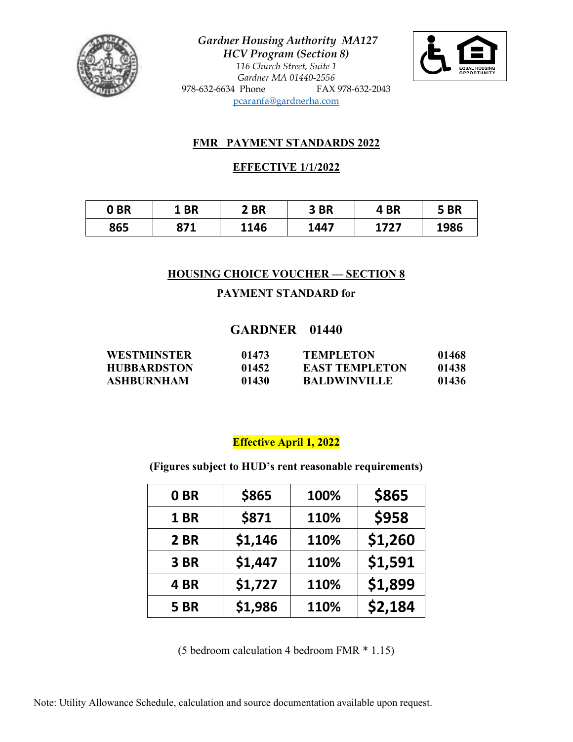*Gardner Housing Authority MA127*
*HCV Program (Section 8)*
*116 Church Street, Suite 1*
*Gardner MA 01440-2556*
978-632-6634 Phone FAX 978-632-2043
pcaranfa@gardnerha.com

## FMR PAYMENT STANDARDS 2022

## EFFECTIVE 1/1/2022

| 0 BR | 1 BR | 2 BR | 3 BR | 4 BR | 5 BR |
|---|---|---|---|---|---|
| 865 | 871 | 1146 | 1447 | 1727 | 1986 |

## HOUSING CHOICE VOUCHER — SECTION 8

**PAYMENT STANDARD for**

## GARDNER 01440

| | | | |
|---|---|---|---|
| **WESTMINSTER** | **01473** | **TEMPLETON** | **01468** |
| **HUBBARDSTON** | **01452** | **EAST TEMPLETON** | **01438** |
| **ASHBURNHAM** | **01430** | **BALDWINVILLE** | **01436** |

**Effective April 1, 2022**

**(Figures subject to HUD's rent reasonable requirements)**

| | | | |
|---|---|---|---|
| 0 BR | $865 | 100% | $865 |
| 1 BR | $871 | 110% | $958 |
| 2 BR | $1,146 | 110% | $1,260 |
| 3 BR | $1,447 | 110% | $1,591 |
| 4 BR | $1,727 | 110% | $1,899 |
| 5 BR | $1,986 | 110% | $2,184 |

(5 bedroom calculation 4 bedroom FMR * 1.15)

Note: Utility Allowance Schedule, calculation and source documentation available upon request.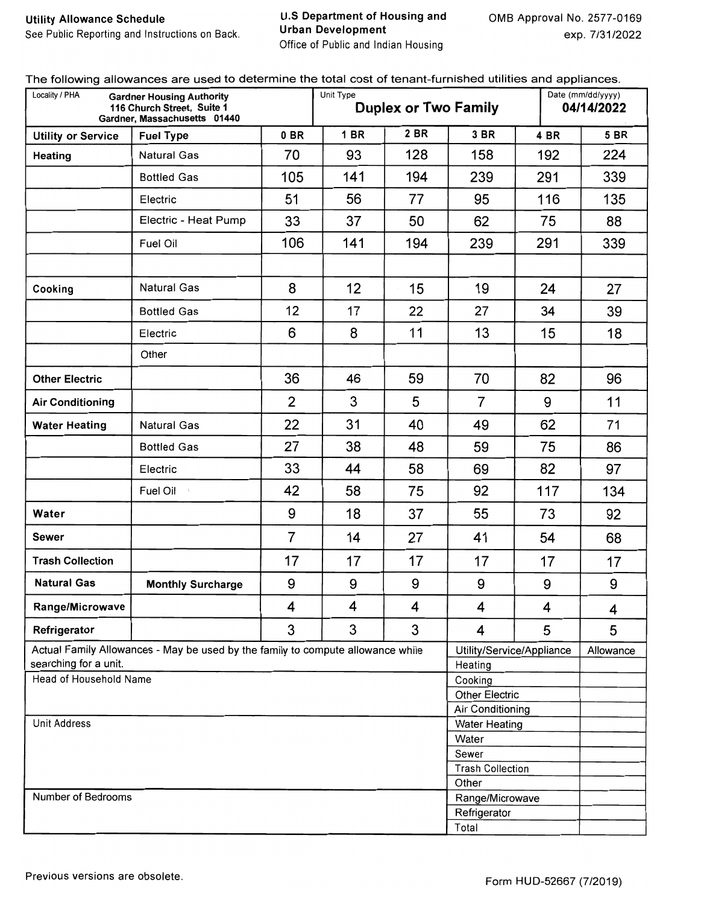**Utility Allowance Schedule**
See Public Reporting and Instructions on Back.

**U.S Department of Housing and Urban Development**
Office of Public and Indian Housing

OMB Approval No. 2577-0169
exp. 7/31/2022

The following allowances are used to determine the total cost of tenant-furnished utilities and appliances.

| Locality / PHA | **Gardner Housing Authority** 116 Church Street, Suite 1 Gardner, Massachusetts 01440 | | Unit Type | **Duplex or Two Family** | | Date (mm/dd/yyyy) | **04/14/2022** |
|---|---|---|---|---|---|---|---|
| **Utility or Service** | **Fuel Type** | **0 BR** | **1 BR** | **2 BR** | **3 BR** | **4 BR** | **5 BR** |
| **Heating** | Natural Gas | 70 | 93 | 128 | 158 | 192 | 224 |
| | Bottled Gas | 105 | 141 | 194 | 239 | 291 | 339 |
| | Electric | 51 | 56 | 77 | 95 | 116 | 135 |
| | Electric - Heat Pump | 33 | 37 | 50 | 62 | 75 | 88 |
| | Fuel Oil | 106 | 141 | 194 | 239 | 291 | 339 |
| | | | | | | | |
| **Cooking** | Natural Gas | 8 | 12 | 15 | 19 | 24 | 27 |
| | Bottled Gas | 12 | 17 | 22 | 27 | 34 | 39 |
| | Electric | 6 | 8 | 11 | 13 | 15 | 18 |
| | Other | | | | | | |
| **Other Electric** | | 36 | 46 | 59 | 70 | 82 | 96 |
| **Air Conditioning** | | 2 | 3 | 5 | 7 | 9 | 11 |
| **Water Heating** | Natural Gas | 22 | 31 | 40 | 49 | 62 | 71 |
| | Bottled Gas | 27 | 38 | 48 | 59 | 75 | 86 |
| | Electric | 33 | 44 | 58 | 69 | 82 | 97 |
| | Fuel Oil | 42 | 58 | 75 | 92 | 117 | 134 |
| **Water** | | 9 | 18 | 37 | 55 | 73 | 92 |
| **Sewer** | | 7 | 14 | 27 | 41 | 54 | 68 |
| **Trash Collection** | | 17 | 17 | 17 | 17 | 17 | 17 |
| **Natural Gas** | **Monthly Surcharge** | 9 | 9 | 9 | 9 | 9 | 9 |
| **Range/Microwave** | | 4 | 4 | 4 | 4 | 4 | 4 |
| **Refrigerator** | | 3 | 3 | 3 | 4 | 5 | 5 |

Actual Family Allowances - May be used by the family to compute allowance while searching for a unit.

| Field | | Utility/Service/Appliance | Allowance |
|---|---|---|---|
| Head of Household Name | | Heating | |
| | | Cooking | |
| | | Other Electric | |
| | | Air Conditioning | |
| Unit Address | | Water Heating | |
| | | Water | |
| | | Sewer | |
| | | Trash Collection | |
| | | Other | |
| Number of Bedrooms | | Range/Microwave | |
| | | Refrigerator | |
| | | Total | |

Previous versions are obsolete.

Form HUD-52667 (7/2019)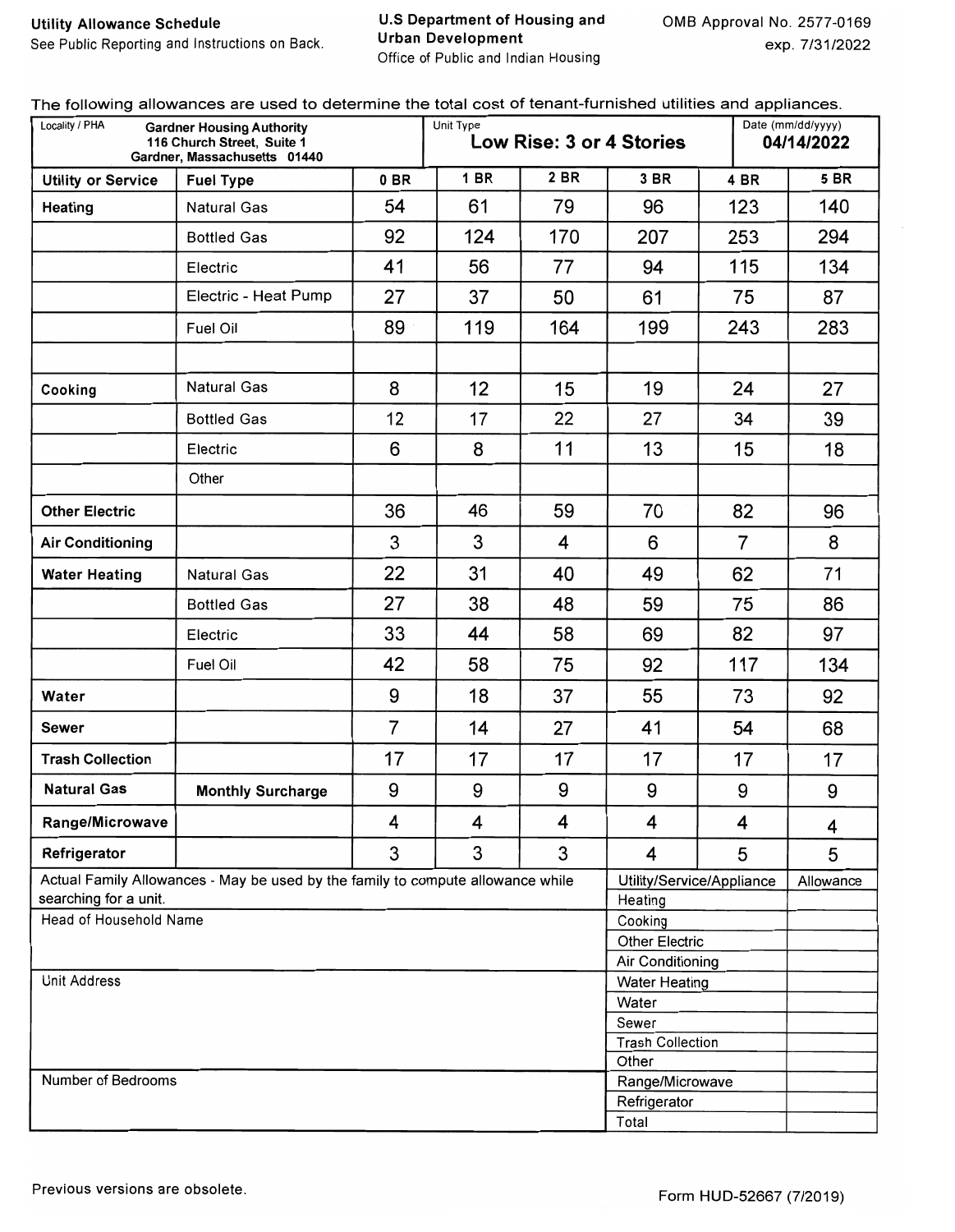**Utility Allowance Schedule**

See Public Reporting and Instructions on Back.

**U.S Department of Housing and Urban Development**

Office of Public and Indian Housing

OMB Approval No. 2577-0169

exp. 7/31/2022

The following allowances are used to determine the total cost of tenant-furnished utilities and appliances.

| Locality / PHA: **Gardner Housing Authority, 116 Church Street, Suite 1, Gardner, Massachusetts 01440** | | Unit Type: **Low Rise: 3 or 4 Stories** | | | | Date (mm/dd/yyyy): **04/14/2022** | |
|---|---|---|---|---|---|---|---|
| **Utility or Service** | **Fuel Type** | **0 BR** | **1 BR** | **2 BR** | **3 BR** | **4 BR** | **5 BR** |
| **Heating** | Natural Gas | 54 | 61 | 79 | 96 | 123 | 140 |
| | Bottled Gas | 92 | 124 | 170 | 207 | 253 | 294 |
| | Electric | 41 | 56 | 77 | 94 | 115 | 134 |
| | Electric - Heat Pump | 27 | 37 | 50 | 61 | 75 | 87 |
| | Fuel Oil | 89 | 119 | 164 | 199 | 243 | 283 |
| | | | | | | | |
| **Cooking** | Natural Gas | 8 | 12 | 15 | 19 | 24 | 27 |
| | Bottled Gas | 12 | 17 | 22 | 27 | 34 | 39 |
| | Electric | 6 | 8 | 11 | 13 | 15 | 18 |
| | Other | | | | | | |
| **Other Electric** | | 36 | 46 | 59 | 70 | 82 | 96 |
| **Air Conditioning** | | 3 | 3 | 4 | 6 | 7 | 8 |
| **Water Heating** | Natural Gas | 22 | 31 | 40 | 49 | 62 | 71 |
| | Bottled Gas | 27 | 38 | 48 | 59 | 75 | 86 |
| | Electric | 33 | 44 | 58 | 69 | 82 | 97 |
| | Fuel Oil | 42 | 58 | 75 | 92 | 117 | 134 |
| **Water** | | 9 | 18 | 37 | 55 | 73 | 92 |
| **Sewer** | | 7 | 14 | 27 | 41 | 54 | 68 |
| **Trash Collection** | | 17 | 17 | 17 | 17 | 17 | 17 |
| **Natural Gas** | **Monthly Surcharge** | 9 | 9 | 9 | 9 | 9 | 9 |
| **Range/Microwave** | | 4 | 4 | 4 | 4 | 4 | 4 |
| **Refrigerator** | | 3 | 3 | 3 | 4 | 5 | 5 |

Actual Family Allowances - May be used by the family to compute allowance while searching for a unit.

| Field | | Utility/Service/Appliance | Allowance |
|---|---|---|---|
| Head of Household Name | | Heating | |
| | | Cooking | |
| | | Other Electric | |
| | | Air Conditioning | |
| Unit Address | | Water Heating | |
| | | Water | |
| | | Sewer | |
| | | Trash Collection | |
| | | Other | |
| Number of Bedrooms | | Range/Microwave | |
| | | Refrigerator | |
| | | Total | |

Previous versions are obsolete.

Form HUD-52667 (7/2019)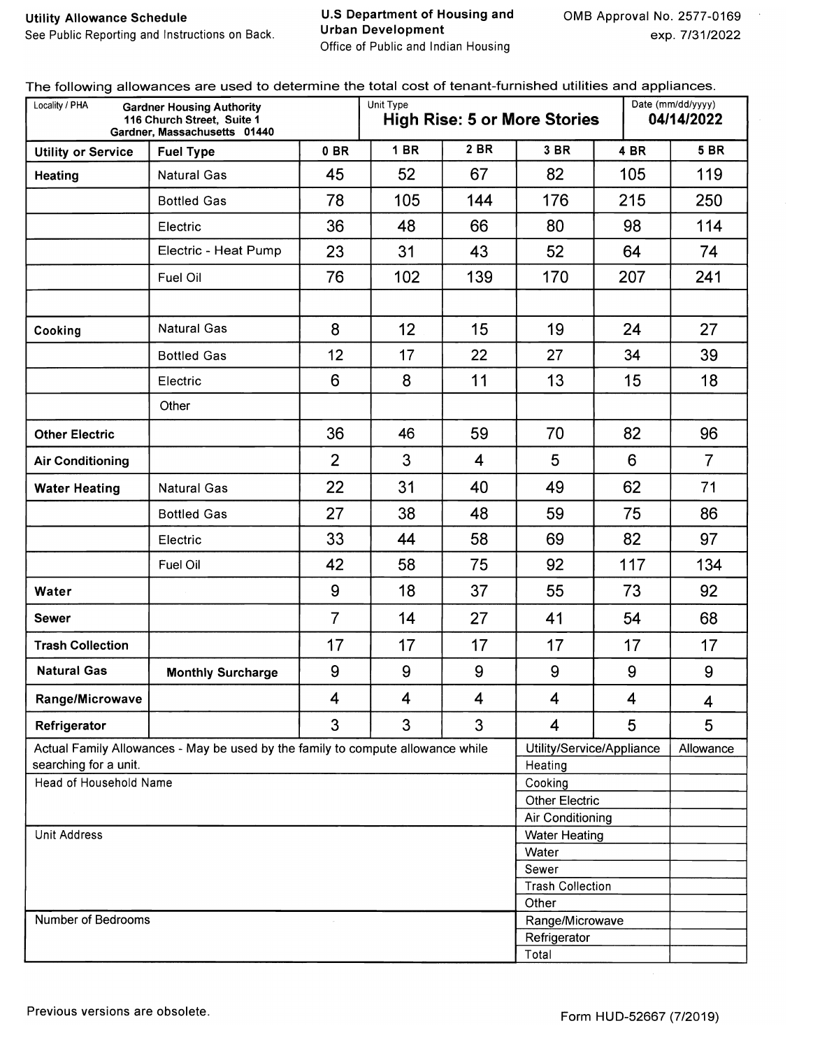**Utility Allowance Schedule**
See Public Reporting and Instructions on Back.

**U.S Department of Housing and Urban Development**
Office of Public and Indian Housing

OMB Approval No. 2577-0169
exp. 7/31/2022

The following allowances are used to determine the total cost of tenant-furnished utilities and appliances.

| Locality / PHA | | Unit Type | | | | Date (mm/dd/yyyy) | |
|---|---|---|---|---|---|---|---|
| **Gardner Housing Authority** 116 Church Street, Suite 1 Gardner, Massachusetts 01440 | | **High Rise: 5 or More Stories** | | | | **04/14/2022** | |
| **Utility or Service** | **Fuel Type** | **0 BR** | **1 BR** | **2 BR** | **3 BR** | **4 BR** | **5 BR** |
| **Heating** | Natural Gas | 45 | 52 | 67 | 82 | 105 | 119 |
| | Bottled Gas | 78 | 105 | 144 | 176 | 215 | 250 |
| | Electric | 36 | 48 | 66 | 80 | 98 | 114 |
| | Electric - Heat Pump | 23 | 31 | 43 | 52 | 64 | 74 |
| | Fuel Oil | 76 | 102 | 139 | 170 | 207 | 241 |
| | | | | | | | |
| **Cooking** | Natural Gas | 8 | 12 | 15 | 19 | 24 | 27 |
| | Bottled Gas | 12 | 17 | 22 | 27 | 34 | 39 |
| | Electric | 6 | 8 | 11 | 13 | 15 | 18 |
| | Other | | | | | | |
| **Other Electric** | | 36 | 46 | 59 | 70 | 82 | 96 |
| **Air Conditioning** | | 2 | 3 | 4 | 5 | 6 | 7 |
| **Water Heating** | Natural Gas | 22 | 31 | 40 | 49 | 62 | 71 |
| | Bottled Gas | 27 | 38 | 48 | 59 | 75 | 86 |
| | Electric | 33 | 44 | 58 | 69 | 82 | 97 |
| | Fuel Oil | 42 | 58 | 75 | 92 | 117 | 134 |
| **Water** | | 9 | 18 | 37 | 55 | 73 | 92 |
| **Sewer** | | 7 | 14 | 27 | 41 | 54 | 68 |
| **Trash Collection** | | 17 | 17 | 17 | 17 | 17 | 17 |
| **Natural Gas** | **Monthly Surcharge** | 9 | 9 | 9 | 9 | 9 | 9 |
| **Range/Microwave** | | 4 | 4 | 4 | 4 | 4 | 4 |
| **Refrigerator** | | 3 | 3 | 3 | 4 | 5 | 5 |

Actual Family Allowances - May be used by the family to compute allowance while searching for a unit.

| Head of Household Name | Utility/Service/Appliance | Allowance |
|---|---|---|
| | Heating | |
| | Cooking | |
| | Other Electric | |
| | Air Conditioning | |
| **Unit Address** | Water Heating | |
| | Water | |
| | Sewer | |
| | Trash Collection | |
| | Other | |
| **Number of Bedrooms** | Range/Microwave | |
| | Refrigerator | |
| | Total | |

Previous versions are obsolete.

Form HUD-52667 (7/2019)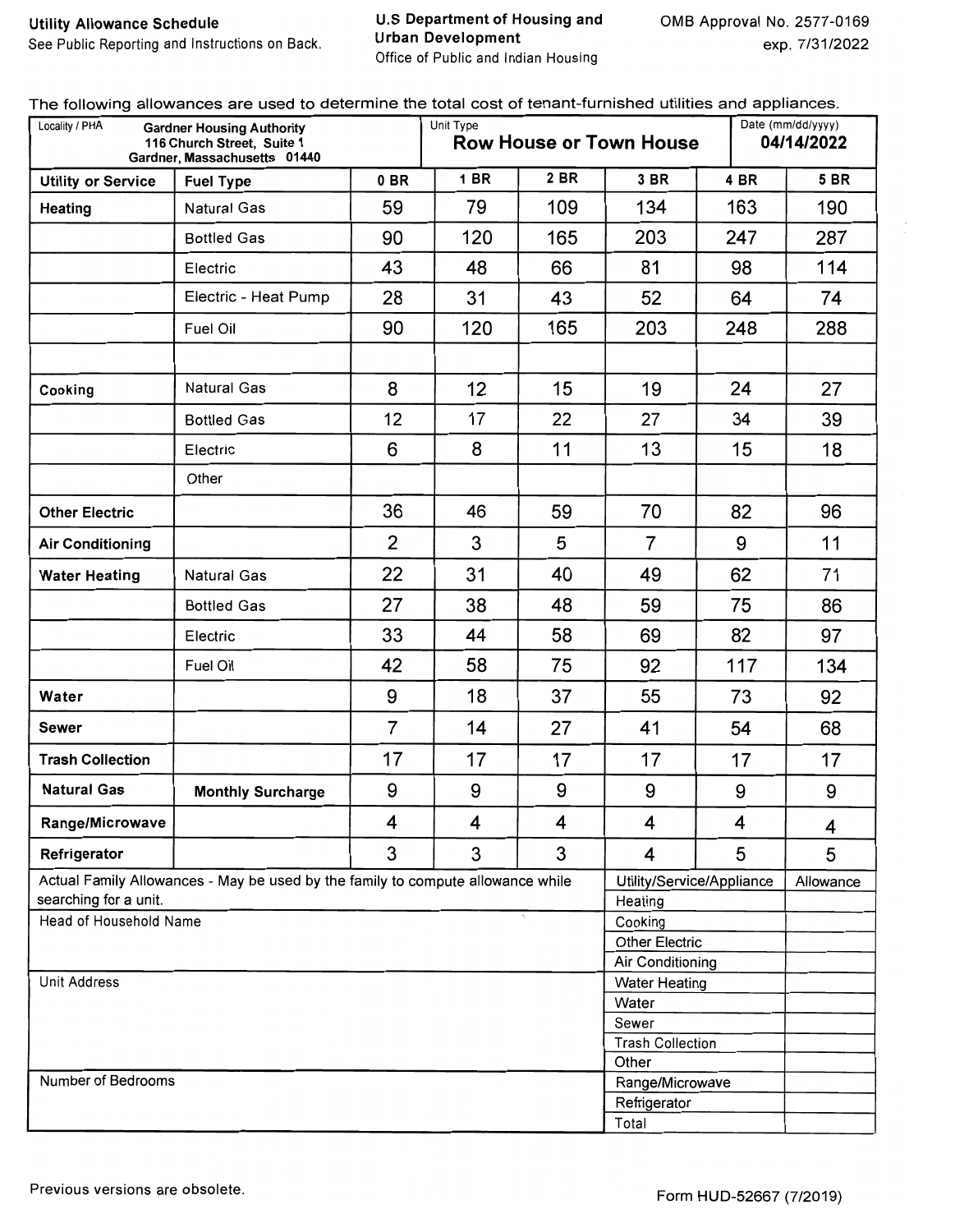**Utility Allowance Schedule**
See Public Reporting and Instructions on Back.

**U.S Department of Housing and Urban Development**
Office of Public and Indian Housing

OMB Approval No. 2577-0169
exp. 7/31/2022

The following allowances are used to determine the total cost of tenant-furnished utilities and appliances.

| Locality / PHA | Gardner Housing Authority, 116 Church Street, Suite 1, Gardner, Massachusetts 01440 | Unit Type | Row House or Town House | | | Date (mm/dd/yyyy) | 04/14/2022 |
|---|---|---|---|---|---|---|---|
| **Utility or Service** | **Fuel Type** | **0 BR** | **1 BR** | **2 BR** | **3 BR** | **4 BR** | **5 BR** |
| **Heating** | Natural Gas | 59 | 79 | 109 | 134 | 163 | 190 |
| | Bottled Gas | 90 | 120 | 165 | 203 | 247 | 287 |
| | Electric | 43 | 48 | 66 | 81 | 98 | 114 |
| | Electric - Heat Pump | 28 | 31 | 43 | 52 | 64 | 74 |
| | Fuel Oil | 90 | 120 | 165 | 203 | 248 | 288 |
| | | | | | | | |
| **Cooking** | Natural Gas | 8 | 12 | 15 | 19 | 24 | 27 |
| | Bottled Gas | 12 | 17 | 22 | 27 | 34 | 39 |
| | Electric | 6 | 8 | 11 | 13 | 15 | 18 |
| | Other | | | | | | |
| **Other Electric** | | 36 | 46 | 59 | 70 | 82 | 96 |
| **Air Conditioning** | | 2 | 3 | 5 | 7 | 9 | 11 |
| **Water Heating** | Natural Gas | 22 | 31 | 40 | 49 | 62 | 71 |
| | Bottled Gas | 27 | 38 | 48 | 59 | 75 | 86 |
| | Electric | 33 | 44 | 58 | 69 | 82 | 97 |
| | Fuel Oil | 42 | 58 | 75 | 92 | 117 | 134 |
| **Water** | | 9 | 18 | 37 | 55 | 73 | 92 |
| **Sewer** | | 7 | 14 | 27 | 41 | 54 | 68 |
| **Trash Collection** | | 17 | 17 | 17 | 17 | 17 | 17 |
| **Natural Gas** | **Monthly Surcharge** | 9 | 9 | 9 | 9 | 9 | 9 |
| **Range/Microwave** | | 4 | 4 | 4 | 4 | 4 | 4 |
| **Refrigerator** | | 3 | 3 | 3 | 4 | 5 | 5 |

Actual Family Allowances - May be used by the family to compute allowance while searching for a unit.

Head of Household Name

Unit Address

Number of Bedrooms

| Utility/Service/Appliance | Allowance |
|---|---|
| Heating | |
| Cooking | |
| Other Electric | |
| Air Conditioning | |
| Water Heating | |
| Water | |
| Sewer | |
| Trash Collection | |
| Other | |
| Range/Microwave | |
| Refrigerator | |
| Total | |

Previous versions are obsolete.

Form HUD-52667 (7/2019)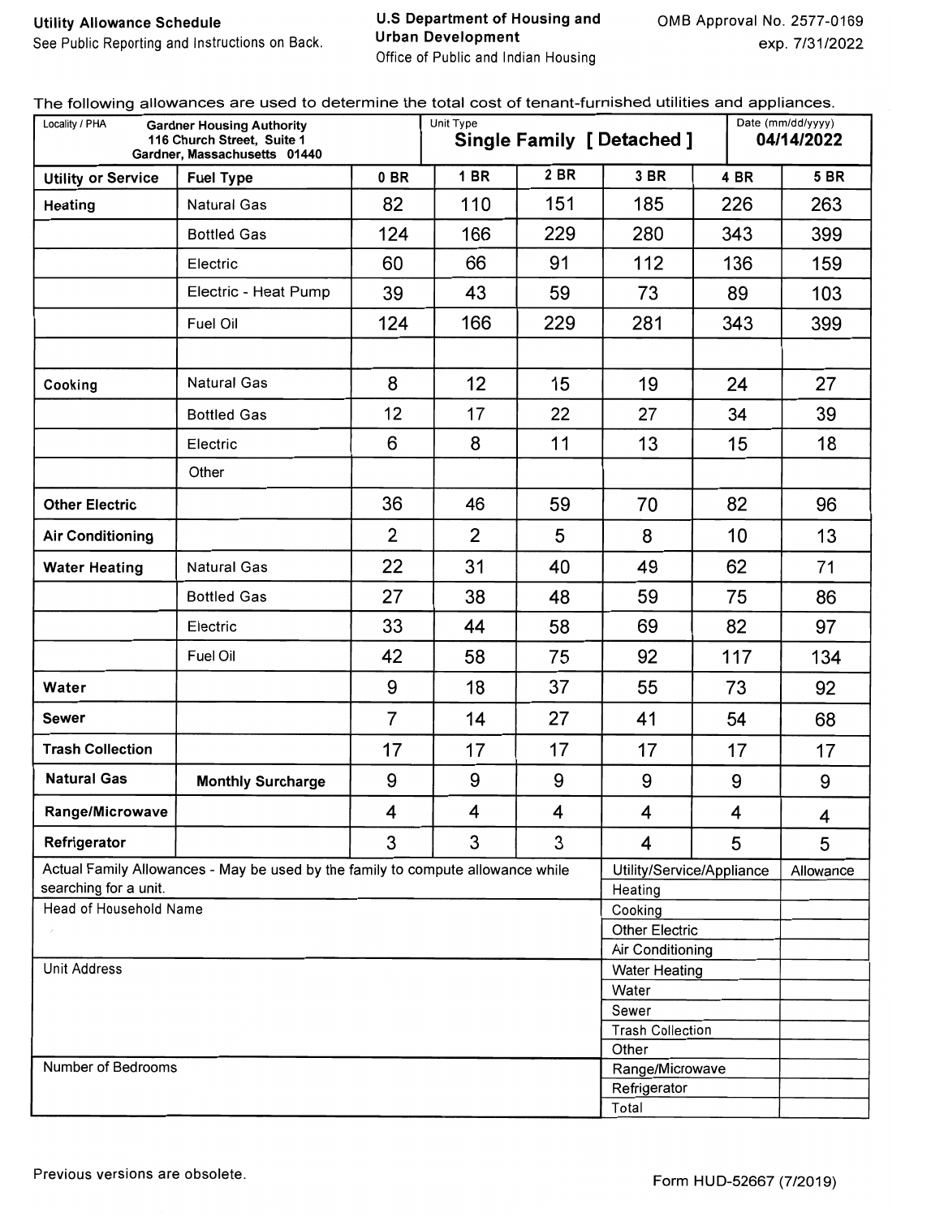**Utility Allowance Schedule**

See Public Reporting and Instructions on Back.

**U.S Department of Housing and Urban Development**

Office of Public and Indian Housing

OMB Approval No. 2577-0169

exp. 7/31/2022

The following allowances are used to determine the total cost of tenant-furnished utilities and appliances.

| Locality / PHA | Gardner Housing Authority, 116 Church Street, Suite 1, Gardner, Massachusetts 01440 | Unit Type | Single Family [ Detached ] | | | Date (mm/dd/yyyy) | 04/14/2022 |
|---|---|---|---|---|---|---|---|
| **Utility or Service** | **Fuel Type** | **0 BR** | **1 BR** | **2 BR** | **3 BR** | **4 BR** | **5 BR** |
| **Heating** | Natural Gas | 82 | 110 | 151 | 185 | 226 | 263 |
| | Bottled Gas | 124 | 166 | 229 | 280 | 343 | 399 |
| | Electric | 60 | 66 | 91 | 112 | 136 | 159 |
| | Electric - Heat Pump | 39 | 43 | 59 | 73 | 89 | 103 |
| | Fuel Oil | 124 | 166 | 229 | 281 | 343 | 399 |
| | | | | | | | |
| **Cooking** | Natural Gas | 8 | 12 | 15 | 19 | 24 | 27 |
| | Bottled Gas | 12 | 17 | 22 | 27 | 34 | 39 |
| | Electric | 6 | 8 | 11 | 13 | 15 | 18 |
| | Other | | | | | | |
| **Other Electric** | | 36 | 46 | 59 | 70 | 82 | 96 |
| **Air Conditioning** | | 2 | 2 | 5 | 8 | 10 | 13 |
| **Water Heating** | Natural Gas | 22 | 31 | 40 | 49 | 62 | 71 |
| | Bottled Gas | 27 | 38 | 48 | 59 | 75 | 86 |
| | Electric | 33 | 44 | 58 | 69 | 82 | 97 |
| | Fuel Oil | 42 | 58 | 75 | 92 | 117 | 134 |
| **Water** | | 9 | 18 | 37 | 55 | 73 | 92 |
| **Sewer** | | 7 | 14 | 27 | 41 | 54 | 68 |
| **Trash Collection** | | 17 | 17 | 17 | 17 | 17 | 17 |
| **Natural Gas** | **Monthly Surcharge** | 9 | 9 | 9 | 9 | 9 | 9 |
| **Range/Microwave** | | 4 | 4 | 4 | 4 | 4 | 4 |
| **Refrigerator** | | 3 | 3 | 3 | 4 | 5 | 5 |

Actual Family Allowances - May be used by the family to compute allowance while searching for a unit.

Head of Household Name

Unit Address

Number of Bedrooms

| Utility/Service/Appliance | Allowance |
|---|---|
| Heating | |
| Cooking | |
| Other Electric | |
| Air Conditioning | |
| Water Heating | |
| Water | |
| Sewer | |
| Trash Collection | |
| Other | |
| Range/Microwave | |
| Refrigerator | |
| Total | |

Previous versions are obsolete.

Form HUD-52667 (7/2019)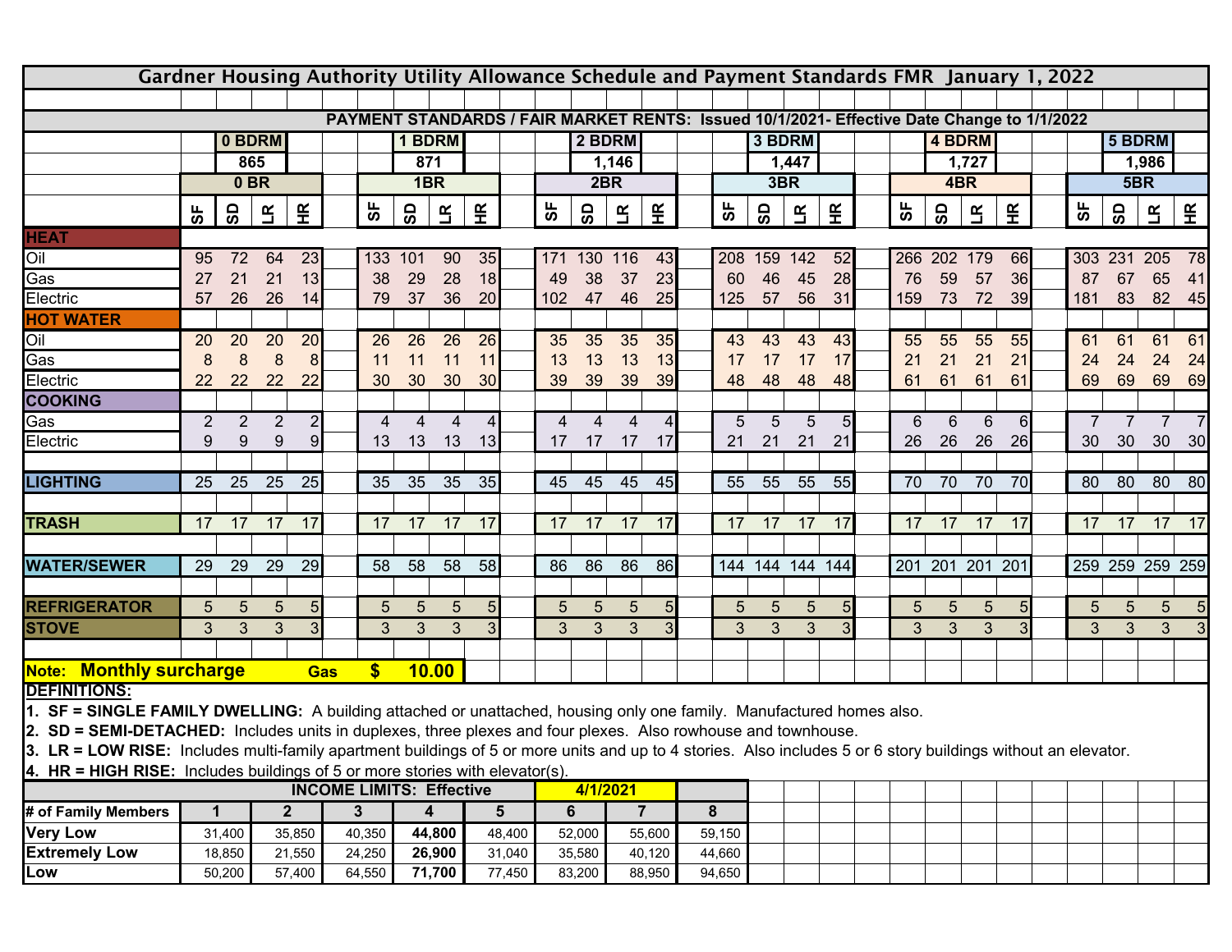# Gardner Housing Authority Utility Allowance Schedule and Payment Standards FMR January 1, 2022

**PAYMENT STANDARDS / FAIR MARKET RENTS: Issued 10/1/2021- Effective Date Change to 1/1/2022**

| 0 BDRM | 1 BDRM | 2 BDRM | 3 BDRM | 4 BDRM | 5 BDRM |
|---|---|---|---|---|---|
| 865 | 871 | 1,146 | 1,447 | 1,727 | 1,986 |

| | 0 BR | | | | 1BR | | | | 2BR | | | | 3BR | | | | 4BR | | | | 5BR | | | |
|---|---|---|---|---|---|---|---|---|---|---|---|---|---|---|---|---|---|---|---|---|---|---|---|---|
| | SF | SD | LR | HR | SF | SD | LR | HR | SF | SD | LR | HR | SF | SD | LR | HR | SF | SD | LR | HR | SF | SD | LR | HR |
| **HEAT** | | | | | | | | | | | | | | | | | | | | | | | | |
| Oil | 95 | 72 | 64 | 23 | 133 | 101 | 90 | 35 | 171 | 130 | 116 | 43 | 208 | 159 | 142 | 52 | 266 | 202 | 179 | 66 | 303 | 231 | 205 | 78 |
| Gas | 27 | 21 | 21 | 13 | 38 | 29 | 28 | 18 | 49 | 38 | 37 | 23 | 60 | 46 | 45 | 28 | 76 | 59 | 57 | 36 | 87 | 67 | 65 | 41 |
| Electric | 57 | 26 | 26 | 14 | 79 | 37 | 36 | 20 | 102 | 47 | 46 | 25 | 125 | 57 | 56 | 31 | 159 | 73 | 72 | 39 | 181 | 83 | 82 | 45 |
| **HOT WATER** | | | | | | | | | | | | | | | | | | | | | | | | |
| Oil | 20 | 20 | 20 | 20 | 26 | 26 | 26 | 26 | 35 | 35 | 35 | 35 | 43 | 43 | 43 | 43 | 55 | 55 | 55 | 55 | 61 | 61 | 61 | 61 |
| Gas | 8 | 8 | 8 | 8 | 11 | 11 | 11 | 11 | 13 | 13 | 13 | 13 | 17 | 17 | 17 | 17 | 21 | 21 | 21 | 21 | 24 | 24 | 24 | 24 |
| Electric | 22 | 22 | 22 | 22 | 30 | 30 | 30 | 30 | 39 | 39 | 39 | 39 | 48 | 48 | 48 | 48 | 61 | 61 | 61 | 61 | 69 | 69 | 69 | 69 |
| **COOKING** | | | | | | | | | | | | | | | | | | | | | | | | |
| Gas | 2 | 2 | 2 | 2 | 4 | 4 | 4 | 4 | 4 | 4 | 4 | 4 | 5 | 5 | 5 | 5 | 6 | 6 | 6 | 6 | 7 | 7 | 7 | 7 |
| Electric | 9 | 9 | 9 | 9 | 13 | 13 | 13 | 13 | 17 | 17 | 17 | 17 | 21 | 21 | 21 | 21 | 26 | 26 | 26 | 26 | 30 | 30 | 30 | 30 |
| **LIGHTING** | 25 | 25 | 25 | 25 | 35 | 35 | 35 | 35 | 45 | 45 | 45 | 45 | 55 | 55 | 55 | 55 | 70 | 70 | 70 | 70 | 80 | 80 | 80 | 80 |
| **TRASH** | 17 | 17 | 17 | 17 | 17 | 17 | 17 | 17 | 17 | 17 | 17 | 17 | 17 | 17 | 17 | 17 | 17 | 17 | 17 | 17 | 17 | 17 | 17 | 17 |
| **WATER/SEWER** | 29 | 29 | 29 | 29 | 58 | 58 | 58 | 58 | 86 | 86 | 86 | 86 | 144 | 144 | 144 | 144 | 201 | 201 | 201 | 201 | 259 | 259 | 259 | 259 |
| **REFRIGERATOR** | 5 | 5 | 5 | 5 | 5 | 5 | 5 | 5 | 5 | 5 | 5 | 5 | 5 | 5 | 5 | 5 | 5 | 5 | 5 | 5 | 5 | 5 | 5 | 5 |
| **STOVE** | 3 | 3 | 3 | 3 | 3 | 3 | 3 | 3 | 3 | 3 | 3 | 3 | 3 | 3 | 3 | 3 | 3 | 3 | 3 | 3 | 3 | 3 | 3 | 3 |

**Note: Monthly surcharge Gas $ 10.00**

**DEFINITIONS:**

1. **SF = SINGLE FAMILY DWELLING:** A building attached or unattached, housing only one family. Manufactured homes also.
2. **SD = SEMI-DETACHED:** Includes units in duplexes, three plexes and four plexes. Also rowhouse and townhouse.
3. **LR = LOW RISE:** Includes multi-family apartment buildings of 5 or more units and up to 4 stories. Also includes 5 or 6 story buildings without an elevator.
4. **HR = HIGH RISE:** Includes buildings of 5 or more stories with elevator(s).

**INCOME LIMITS: Effective 4/1/2021**

| # of Family Members | 1 | 2 | 3 | 4 | 5 | 6 | 7 | 8 |
|---|---|---|---|---|---|---|---|---|
| **Very Low** | 31,400 | 35,850 | 40,350 | **44,800** | 48,400 | 52,000 | 55,600 | 59,150 |
| **Extremely Low** | 18,850 | 21,550 | 24,250 | **26,900** | 31,040 | 35,580 | 40,120 | 44,660 |
| **Low** | 50,200 | 57,400 | 64,550 | **71,700** | 77,450 | 83,200 | 88,950 | 94,650 |